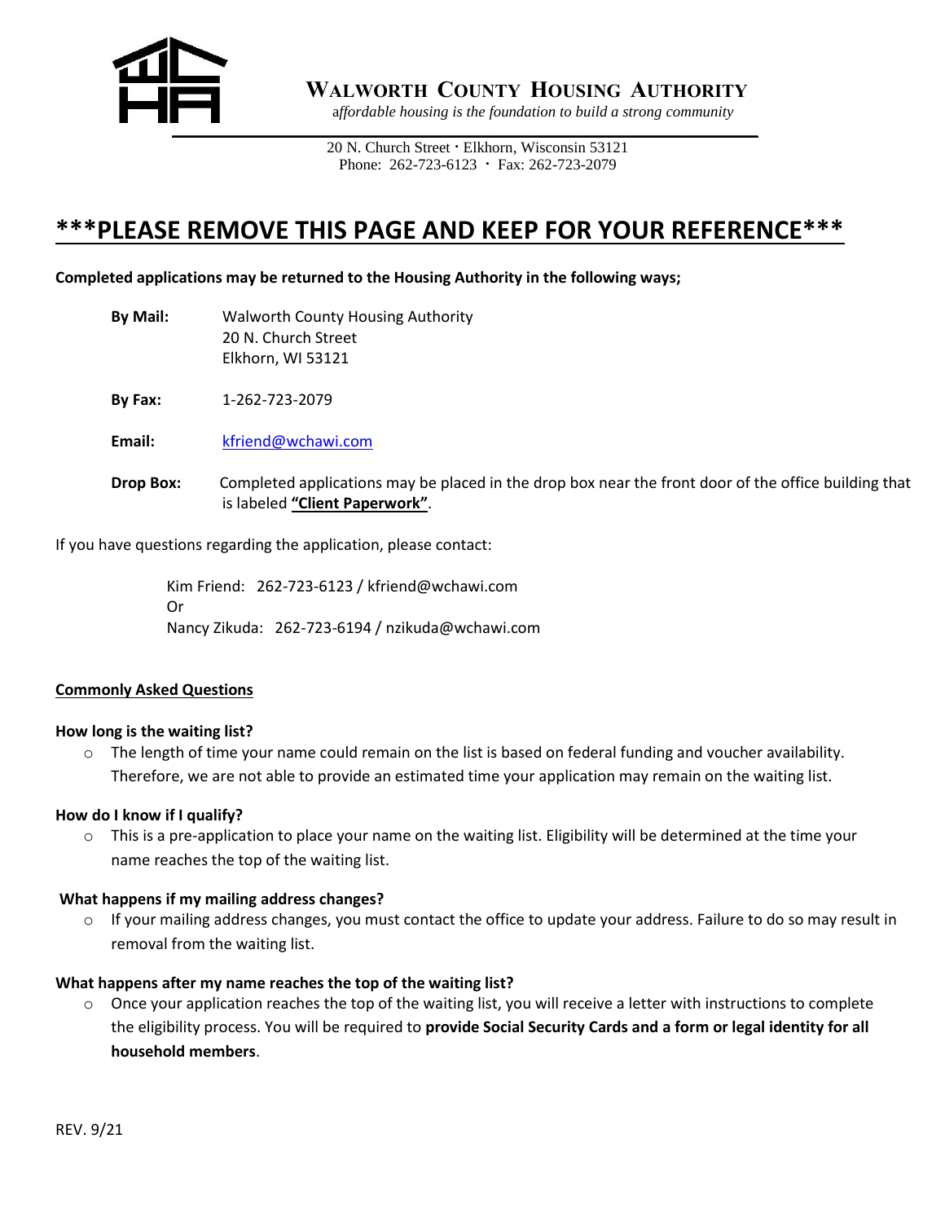# WALWORTH COUNTY HOUSING AUTHORITY

*affordable housing is the foundation to build a strong community*

20 N. Church Street · Elkhorn, Wisconsin 53121
Phone: 262-723-6123 · Fax: 262-723-2079

## ***PLEASE REMOVE THIS PAGE AND KEEP FOR YOUR REFERENCE***

**Completed applications may be returned to the Housing Authority in the following ways;**

**By Mail:** Walworth County Housing Authority
20 N. Church Street
Elkhorn, WI 53121

**By Fax:** 1-262-723-2079

**Email:** kfriend@wchawi.com

**Drop Box:** Completed applications may be placed in the drop box near the front door of the office building that is labeled **"Client Paperwork"**.

If you have questions regarding the application, please contact:

Kim Friend: 262-723-6123 / kfriend@wchawi.com
Or
Nancy Zikuda: 262-723-6194 / nzikuda@wchawi.com

### Commonly Asked Questions

**How long is the waiting list?**

- The length of time your name could remain on the list is based on federal funding and voucher availability. Therefore, we are not able to provide an estimated time your application may remain on the waiting list.

**How do I know if I qualify?**

- This is a pre-application to place your name on the waiting list. Eligibility will be determined at the time your name reaches the top of the waiting list.

**What happens if my mailing address changes?**

- If your mailing address changes, you must contact the office to update your address. Failure to do so may result in removal from the waiting list.

**What happens after my name reaches the top of the waiting list?**

- Once your application reaches the top of the waiting list, you will receive a letter with instructions to complete the eligibility process. You will be required to **provide Social Security Cards and a form or legal identity for all household members**.

REV. 9/21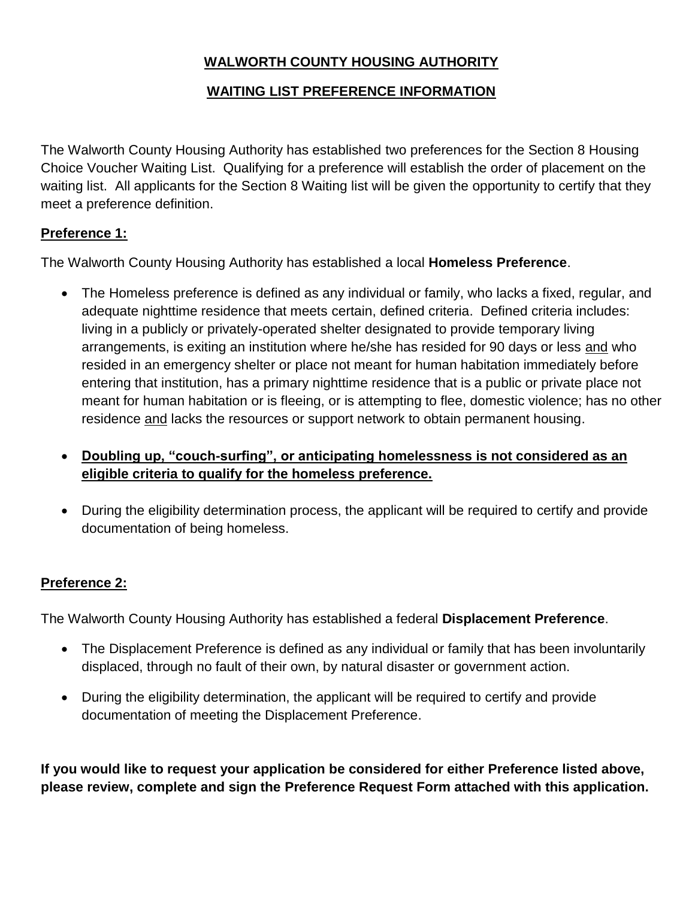# WALWORTH COUNTY HOUSING AUTHORITY

## WAITING LIST PREFERENCE INFORMATION

The Walworth County Housing Authority has established two preferences for the Section 8 Housing Choice Voucher Waiting List. Qualifying for a preference will establish the order of placement on the waiting list. All applicants for the Section 8 Waiting list will be given the opportunity to certify that they meet a preference definition.

### Preference 1:

The Walworth County Housing Authority has established a local **Homeless Preference**.

- The Homeless preference is defined as any individual or family, who lacks a fixed, regular, and adequate nighttime residence that meets certain, defined criteria. Defined criteria includes: living in a publicly or privately-operated shelter designated to provide temporary living arrangements, is exiting an institution where he/she has resided for 90 days or less and who resided in an emergency shelter or place not meant for human habitation immediately before entering that institution, has a primary nighttime residence that is a public or private place not meant for human habitation or is fleeing, or is attempting to flee, domestic violence; has no other residence and lacks the resources or support network to obtain permanent housing.
- **Doubling up, "couch-surfing", or anticipating homelessness is not considered as an eligible criteria to qualify for the homeless preference.**
- During the eligibility determination process, the applicant will be required to certify and provide documentation of being homeless.

### Preference 2:

The Walworth County Housing Authority has established a federal **Displacement Preference**.

- The Displacement Preference is defined as any individual or family that has been involuntarily displaced, through no fault of their own, by natural disaster or government action.
- During the eligibility determination, the applicant will be required to certify and provide documentation of meeting the Displacement Preference.

**If you would like to request your application be considered for either Preference listed above, please review, complete and sign the Preference Request Form attached with this application.**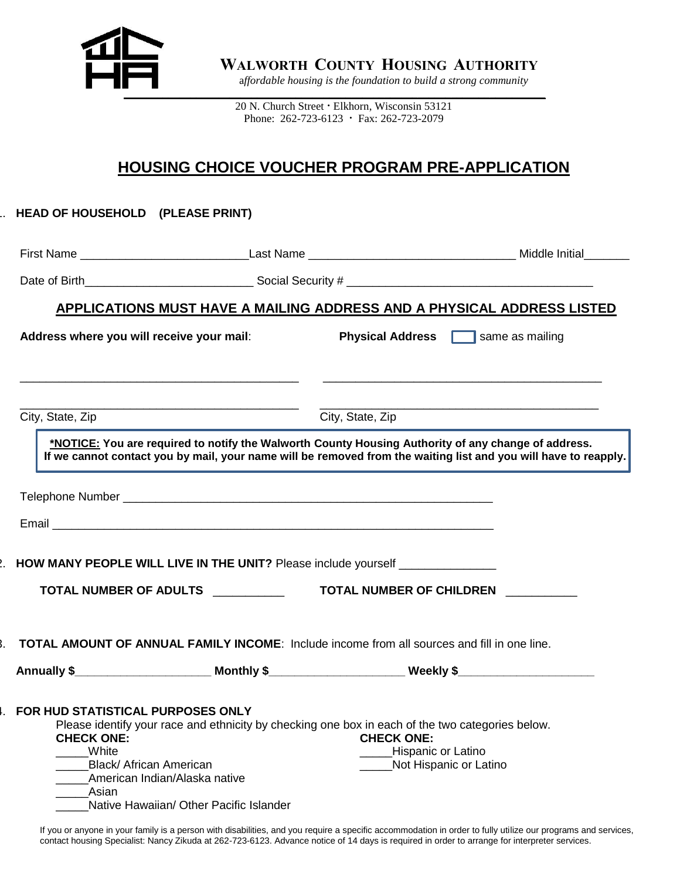# WALWORTH COUNTY HOUSING AUTHORITY

*affordable housing is the foundation to build a strong community*

20 N. Church Street · Elkhorn, Wisconsin 53121
Phone: 262-723-6123 · Fax: 262-723-2079

## HOUSING CHOICE VOUCHER PROGRAM PRE-APPLICATION

1. **HEAD OF HOUSEHOLD (PLEASE PRINT)**

First Name ___________________________Last Name _________________________________ Middle Initial_______

Date of Birth___________________________ Social Security # ________________________________________

**APPLICATIONS MUST HAVE A MAILING ADDRESS AND A PHYSICAL ADDRESS LISTED**

**Address where you will receive your mail**: **Physical Address** ☐ same as mailing

_____________________________________________ _____________________________________________

_____________________________________________ _____________________________________________

City, State, Zip City, State, Zip

> **\*NOTICE: You are required to notify the Walworth County Housing Authority of any change of address. If we cannot contact you by mail, your name will be removed from the waiting list and you will have to reapply.**

Telephone Number ____________________________________________________________

Email _______________________________________________________________________

2. **HOW MANY PEOPLE WILL LIVE IN THE UNIT?** Please include yourself _______________

**TOTAL NUMBER OF ADULTS** ___________ **TOTAL NUMBER OF CHILDREN** ___________

3. **TOTAL AMOUNT OF ANNUAL FAMILY INCOME**: Include income from all sources and fill in one line.

**Annually $**______________________ **Monthly $**______________________ **Weekly $**______________________

4. **FOR HUD STATISTICAL PURPOSES ONLY**

Please identify your race and ethnicity by checking one box in each of the two categories below.

**CHECK ONE:**
_____White
_____Black/ African American
_____American Indian/Alaska native
_____Asian
_____Native Hawaiian/ Other Pacific Islander

**CHECK ONE:**
_____Hispanic or Latino
_____Not Hispanic or Latino

If you or anyone in your family is a person with disabilities, and you require a specific accommodation in order to fully utilize our programs and services, contact housing Specialist: Nancy Zikuda at 262-723-6123. Advance notice of 14 days is required in order to arrange for interpreter services.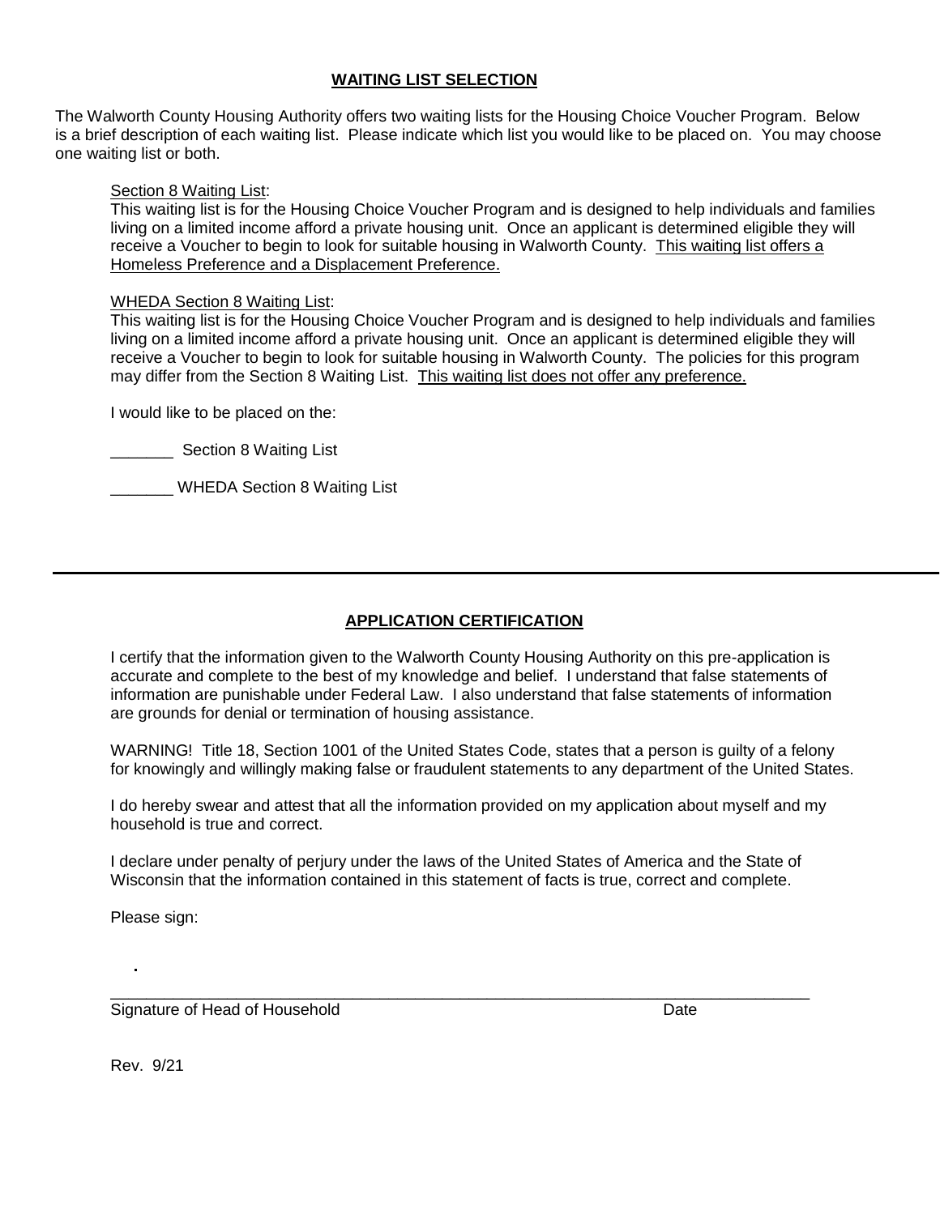## WAITING LIST SELECTION

The Walworth County Housing Authority offers two waiting lists for the Housing Choice Voucher Program. Below is a brief description of each waiting list. Please indicate which list you would like to be placed on. You may choose one waiting list or both.

Section 8 Waiting List:
This waiting list is for the Housing Choice Voucher Program and is designed to help individuals and families living on a limited income afford a private housing unit. Once an applicant is determined eligible they will receive a Voucher to begin to look for suitable housing in Walworth County. This waiting list offers a Homeless Preference and a Displacement Preference.

WHEDA Section 8 Waiting List:
This waiting list is for the Housing Choice Voucher Program and is designed to help individuals and families living on a limited income afford a private housing unit. Once an applicant is determined eligible they will receive a Voucher to begin to look for suitable housing in Walworth County. The policies for this program may differ from the Section 8 Waiting List. This waiting list does not offer any preference.

I would like to be placed on the:

_______ Section 8 Waiting List

_______ WHEDA Section 8 Waiting List

---

## APPLICATION CERTIFICATION

I certify that the information given to the Walworth County Housing Authority on this pre-application is accurate and complete to the best of my knowledge and belief. I understand that false statements of information are punishable under Federal Law. I also understand that false statements of information are grounds for denial or termination of housing assistance.

WARNING! Title 18, Section 1001 of the United States Code, states that a person is guilty of a felony for knowingly and willingly making false or fraudulent statements to any department of the United States.

I do hereby swear and attest that all the information provided on my application about myself and my household is true and correct.

I declare under penalty of perjury under the laws of the United States of America and the State of Wisconsin that the information contained in this statement of facts is true, correct and complete.

Please sign:

_______________________________________________________________________________

Signature of Head of Household Date

Rev. 9/21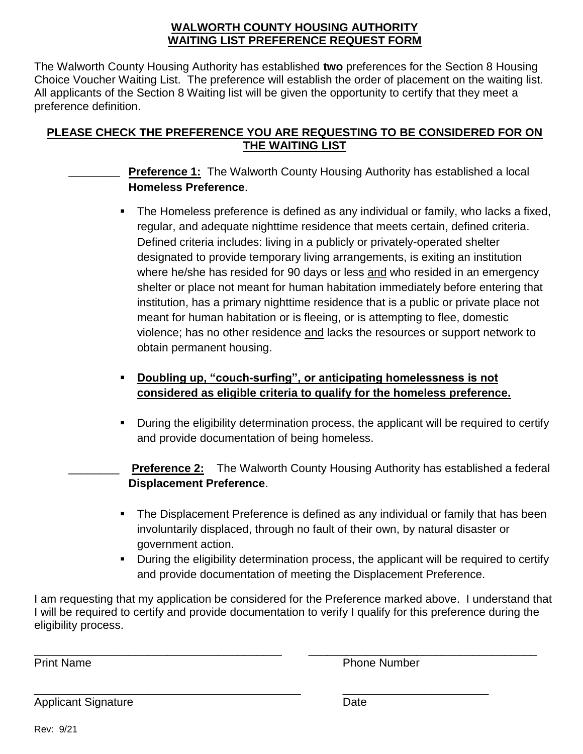**WALWORTH COUNTY HOUSING AUTHORITY**
**WAITING LIST PREFERENCE REQUEST FORM**

The Walworth County Housing Authority has established **two** preferences for the Section 8 Housing Choice Voucher Waiting List. The preference will establish the order of placement on the waiting list. All applicants of the Section 8 Waiting list will be given the opportunity to certify that they meet a preference definition.

**PLEASE CHECK THE PREFERENCE YOU ARE REQUESTING TO BE CONSIDERED FOR ON THE WAITING LIST**

________ **Preference 1:** The Walworth County Housing Authority has established a local **Homeless Preference**.

- The Homeless preference is defined as any individual or family, who lacks a fixed, regular, and adequate nighttime residence that meets certain, defined criteria. Defined criteria includes: living in a publicly or privately-operated shelter designated to provide temporary living arrangements, is exiting an institution where he/she has resided for 90 days or less and who resided in an emergency shelter or place not meant for human habitation immediately before entering that institution, has a primary nighttime residence that is a public or private place not meant for human habitation or is fleeing, or is attempting to flee, domestic violence; has no other residence and lacks the resources or support network to obtain permanent housing.
- **Doubling up, "couch-surfing", or anticipating homelessness is not considered as eligible criteria to qualify for the homeless preference.**
- During the eligibility determination process, the applicant will be required to certify and provide documentation of being homeless.

________ **Preference 2:** The Walworth County Housing Authority has established a federal **Displacement Preference**.

- The Displacement Preference is defined as any individual or family that has been involuntarily displaced, through no fault of their own, by natural disaster or government action.
- During the eligibility determination process, the applicant will be required to certify and provide documentation of meeting the Displacement Preference.

I am requesting that my application be considered for the Preference marked above. I understand that I will be required to certify and provide documentation to verify I qualify for this preference during the eligibility process.

________________________________________ ________________________________________
Print Name Phone Number

________________________________________ ________________________
Applicant Signature Date

Rev: 9/21